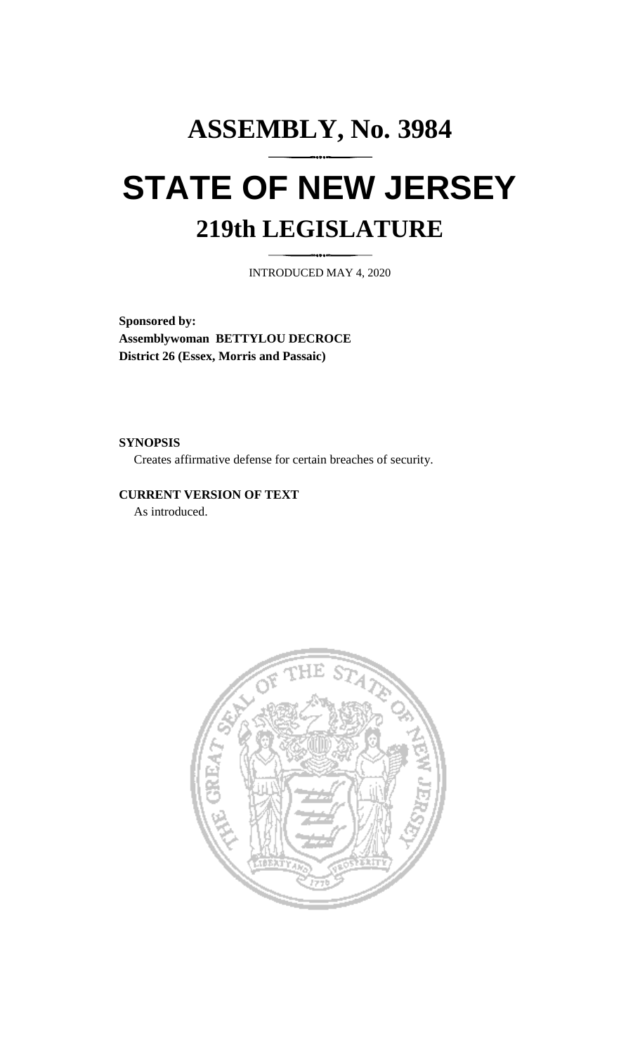# ASSEMBLY, No. 3984

# STATE OF NEW JERSEY

## 219th LEGISLATURE

INTRODUCED MAY 4, 2020

**Sponsored by:**
**Assemblywoman BETTYLOU DECROCE**
**District 26 (Essex, Morris and Passaic)**

**SYNOPSIS**

Creates affirmative defense for certain breaches of security.

**CURRENT VERSION OF TEXT**

As introduced.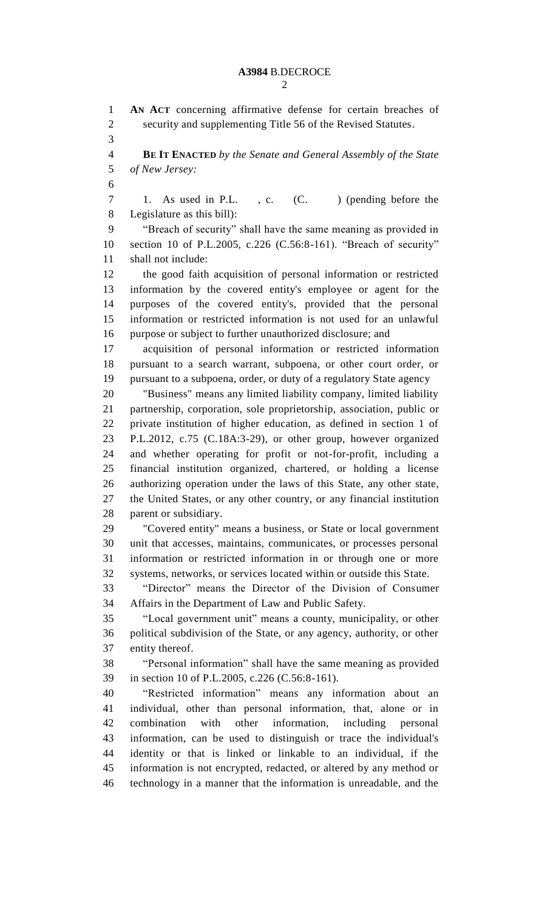**AN ACT** concerning affirmative defense for certain breaches of security and supplementing Title 56 of the Revised Statutes.

**BE IT ENACTED** *by the Senate and General Assembly of the State of New Jersey:*

1. As used in P.L. , c. (C. ) (pending before the Legislature as this bill):

"Breach of security" shall have the same meaning as provided in section 10 of P.L.2005, c.226 (C.56:8-161). "Breach of security" shall not include:

the good faith acquisition of personal information or restricted information by the covered entity's employee or agent for the purposes of the covered entity's, provided that the personal information or restricted information is not used for an unlawful purpose or subject to further unauthorized disclosure; and

acquisition of personal information or restricted information pursuant to a search warrant, subpoena, or other court order, or pursuant to a subpoena, order, or duty of a regulatory State agency

"Business" means any limited liability company, limited liability partnership, corporation, sole proprietorship, association, public or private institution of higher education, as defined in section 1 of P.L.2012, c.75 (C.18A:3-29), or other group, however organized and whether operating for profit or not-for-profit, including a financial institution organized, chartered, or holding a license authorizing operation under the laws of this State, any other state, the United States, or any other country, or any financial institution parent or subsidiary.

"Covered entity" means a business, or State or local government unit that accesses, maintains, communicates, or processes personal information or restricted information in or through one or more systems, networks, or services located within or outside this State.

"Director" means the Director of the Division of Consumer Affairs in the Department of Law and Public Safety.

"Local government unit" means a county, municipality, or other political subdivision of the State, or any agency, authority, or other entity thereof.

"Personal information" shall have the same meaning as provided in section 10 of P.L.2005, c.226 (C.56:8-161).

"Restricted information" means any information about an individual, other than personal information, that, alone or in combination with other information, including personal information, can be used to distinguish or trace the individual's identity or that is linked or linkable to an individual, if the information is not encrypted, redacted, or altered by any method or technology in a manner that the information is unreadable, and the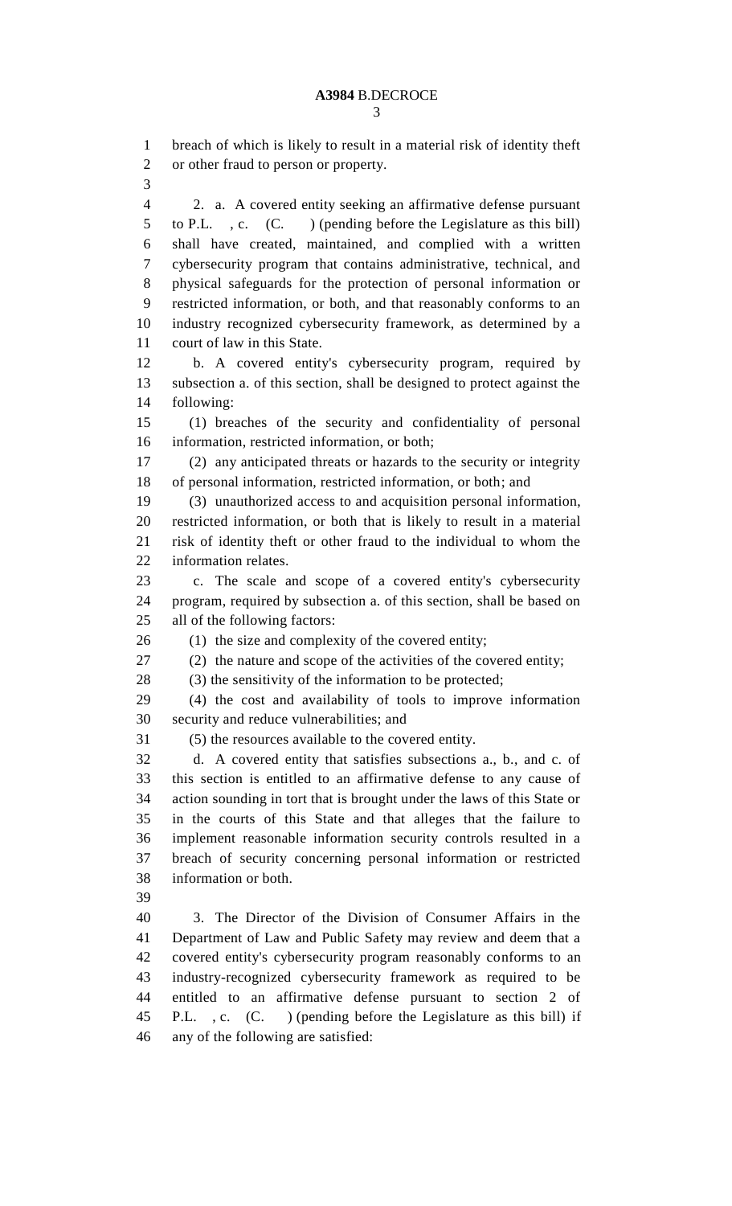breach of which is likely to result in a material risk of identity theft or other fraud to person or property.

2. a. A covered entity seeking an affirmative defense pursuant to P.L. , c. (C. ) (pending before the Legislature as this bill) shall have created, maintained, and complied with a written cybersecurity program that contains administrative, technical, and physical safeguards for the protection of personal information or restricted information, or both, and that reasonably conforms to an industry recognized cybersecurity framework, as determined by a court of law in this State.

b. A covered entity's cybersecurity program, required by subsection a. of this section, shall be designed to protect against the following:

(1) breaches of the security and confidentiality of personal information, restricted information, or both;

(2) any anticipated threats or hazards to the security or integrity of personal information, restricted information, or both; and

(3) unauthorized access to and acquisition personal information, restricted information, or both that is likely to result in a material risk of identity theft or other fraud to the individual to whom the information relates.

c. The scale and scope of a covered entity's cybersecurity program, required by subsection a. of this section, shall be based on all of the following factors:

(1) the size and complexity of the covered entity;

(2) the nature and scope of the activities of the covered entity;

(3) the sensitivity of the information to be protected;

(4) the cost and availability of tools to improve information security and reduce vulnerabilities; and

(5) the resources available to the covered entity.

d. A covered entity that satisfies subsections a., b., and c. of this section is entitled to an affirmative defense to any cause of action sounding in tort that is brought under the laws of this State or in the courts of this State and that alleges that the failure to implement reasonable information security controls resulted in a breach of security concerning personal information or restricted information or both.

3. The Director of the Division of Consumer Affairs in the Department of Law and Public Safety may review and deem that a covered entity's cybersecurity program reasonably conforms to an industry-recognized cybersecurity framework as required to be entitled to an affirmative defense pursuant to section 2 of P.L. , c. (C. ) (pending before the Legislature as this bill) if any of the following are satisfied: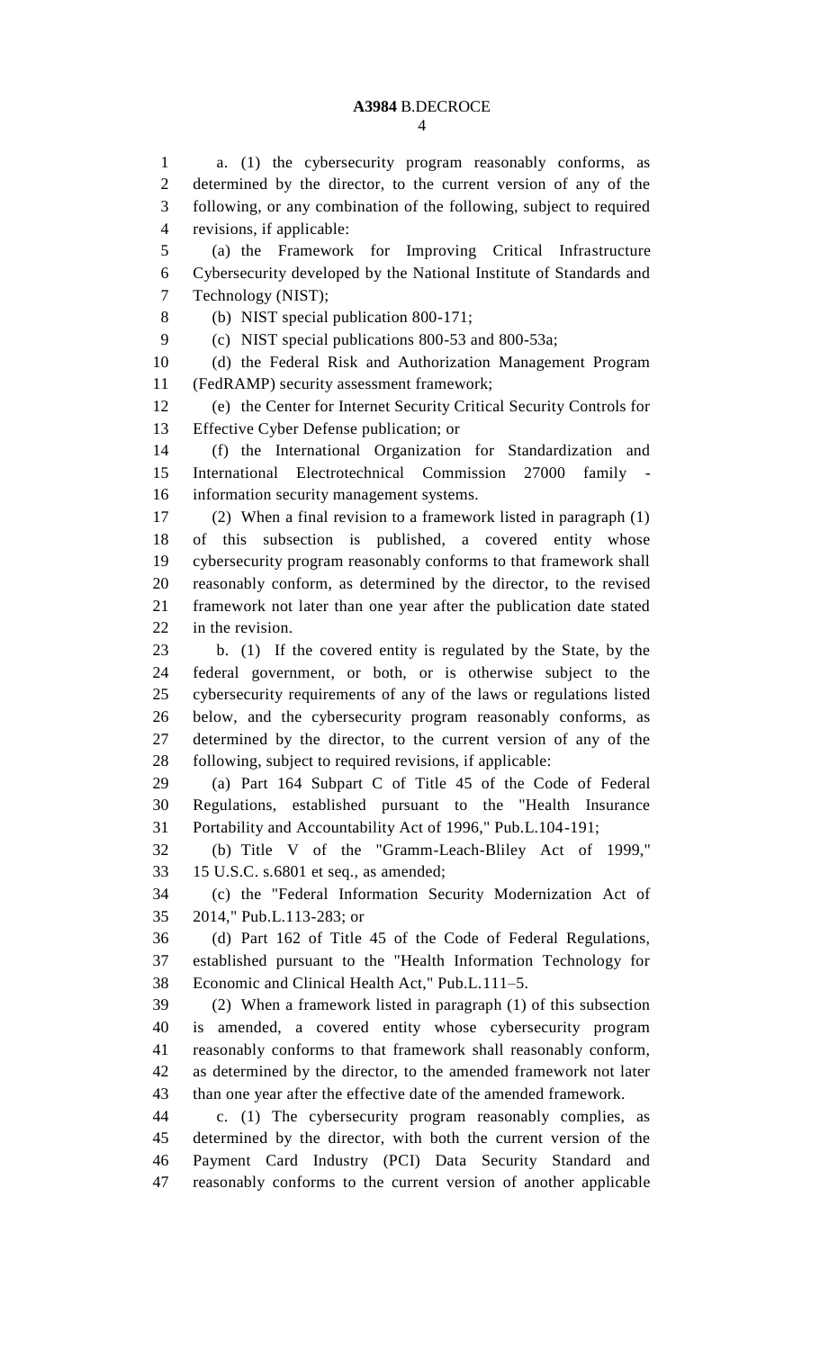a. (1) the cybersecurity program reasonably conforms, as determined by the director, to the current version of any of the following, or any combination of the following, subject to required revisions, if applicable:

(a) the Framework for Improving Critical Infrastructure Cybersecurity developed by the National Institute of Standards and Technology (NIST);

(b) NIST special publication 800-171;

(c) NIST special publications 800-53 and 800-53a;

(d) the Federal Risk and Authorization Management Program (FedRAMP) security assessment framework;

(e) the Center for Internet Security Critical Security Controls for Effective Cyber Defense publication; or

(f) the International Organization for Standardization and International Electrotechnical Commission 27000 family - information security management systems.

(2) When a final revision to a framework listed in paragraph (1) of this subsection is published, a covered entity whose cybersecurity program reasonably conforms to that framework shall reasonably conform, as determined by the director, to the revised framework not later than one year after the publication date stated in the revision.

b. (1) If the covered entity is regulated by the State, by the federal government, or both, or is otherwise subject to the cybersecurity requirements of any of the laws or regulations listed below, and the cybersecurity program reasonably conforms, as determined by the director, to the current version of any of the following, subject to required revisions, if applicable:

(a) Part 164 Subpart C of Title 45 of the Code of Federal Regulations, established pursuant to the "Health Insurance Portability and Accountability Act of 1996," Pub.L.104-191;

(b) Title V of the "Gramm-Leach-Bliley Act of 1999," 15 U.S.C. s.6801 et seq., as amended;

(c) the "Federal Information Security Modernization Act of 2014," Pub.L.113-283; or

(d) Part 162 of Title 45 of the Code of Federal Regulations, established pursuant to the "Health Information Technology for Economic and Clinical Health Act," Pub.L.111–5.

(2) When a framework listed in paragraph (1) of this subsection is amended, a covered entity whose cybersecurity program reasonably conforms to that framework shall reasonably conform, as determined by the director, to the amended framework not later than one year after the effective date of the amended framework.

c. (1) The cybersecurity program reasonably complies, as determined by the director, with both the current version of the Payment Card Industry (PCI) Data Security Standard and reasonably conforms to the current version of another applicable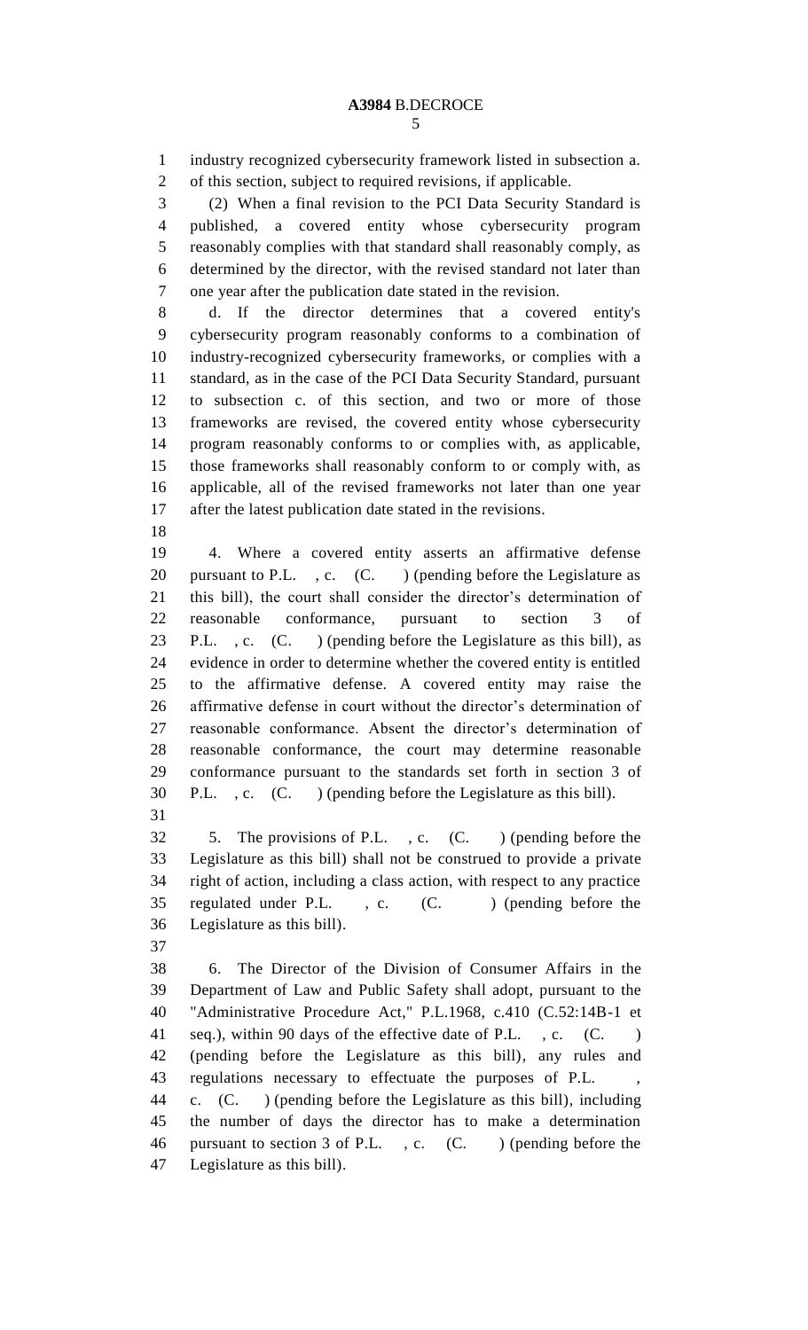industry recognized cybersecurity framework listed in subsection a. of this section, subject to required revisions, if applicable.

(2) When a final revision to the PCI Data Security Standard is published, a covered entity whose cybersecurity program reasonably complies with that standard shall reasonably comply, as determined by the director, with the revised standard not later than one year after the publication date stated in the revision.

d. If the director determines that a covered entity's cybersecurity program reasonably conforms to a combination of industry-recognized cybersecurity frameworks, or complies with a standard, as in the case of the PCI Data Security Standard, pursuant to subsection c. of this section, and two or more of those frameworks are revised, the covered entity whose cybersecurity program reasonably conforms to or complies with, as applicable, those frameworks shall reasonably conform to or comply with, as applicable, all of the revised frameworks not later than one year after the latest publication date stated in the revisions.

4. Where a covered entity asserts an affirmative defense pursuant to P.L. , c. (C. ) (pending before the Legislature as this bill), the court shall consider the director's determination of reasonable conformance, pursuant to section 3 of P.L. , c. (C. ) (pending before the Legislature as this bill), as evidence in order to determine whether the covered entity is entitled to the affirmative defense. A covered entity may raise the affirmative defense in court without the director's determination of reasonable conformance. Absent the director's determination of reasonable conformance, the court may determine reasonable conformance pursuant to the standards set forth in section 3 of P.L. , c. (C. ) (pending before the Legislature as this bill).

5. The provisions of P.L. , c. (C. ) (pending before the Legislature as this bill) shall not be construed to provide a private right of action, including a class action, with respect to any practice regulated under P.L. , c. (C. ) (pending before the Legislature as this bill).

6. The Director of the Division of Consumer Affairs in the Department of Law and Public Safety shall adopt, pursuant to the "Administrative Procedure Act," P.L.1968, c.410 (C.52:14B-1 et seq.), within 90 days of the effective date of P.L. , c. (C. ) (pending before the Legislature as this bill), any rules and regulations necessary to effectuate the purposes of P.L. , c. (C. ) (pending before the Legislature as this bill), including the number of days the director has to make a determination pursuant to section 3 of P.L. , c. (C. ) (pending before the Legislature as this bill).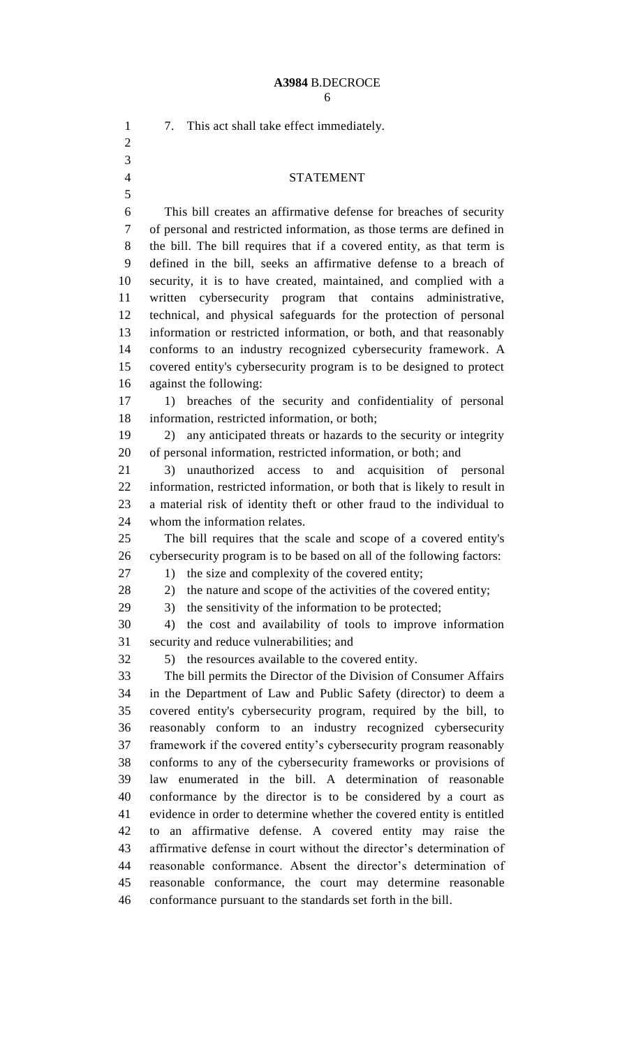7. This act shall take effect immediately.

## STATEMENT

This bill creates an affirmative defense for breaches of security of personal and restricted information, as those terms are defined in the bill. The bill requires that if a covered entity, as that term is defined in the bill, seeks an affirmative defense to a breach of security, it is to have created, maintained, and complied with a written cybersecurity program that contains administrative, technical, and physical safeguards for the protection of personal information or restricted information, or both, and that reasonably conforms to an industry recognized cybersecurity framework. A covered entity's cybersecurity program is to be designed to protect against the following:

1) breaches of the security and confidentiality of personal information, restricted information, or both;

2) any anticipated threats or hazards to the security or integrity of personal information, restricted information, or both; and

3) unauthorized access to and acquisition of personal information, restricted information, or both that is likely to result in a material risk of identity theft or other fraud to the individual to whom the information relates.

The bill requires that the scale and scope of a covered entity's cybersecurity program is to be based on all of the following factors:

1) the size and complexity of the covered entity;

2) the nature and scope of the activities of the covered entity;

3) the sensitivity of the information to be protected;

4) the cost and availability of tools to improve information security and reduce vulnerabilities; and

5) the resources available to the covered entity.

The bill permits the Director of the Division of Consumer Affairs in the Department of Law and Public Safety (director) to deem a covered entity's cybersecurity program, required by the bill, to reasonably conform to an industry recognized cybersecurity framework if the covered entity's cybersecurity program reasonably conforms to any of the cybersecurity frameworks or provisions of law enumerated in the bill. A determination of reasonable conformance by the director is to be considered by a court as evidence in order to determine whether the covered entity is entitled to an affirmative defense. A covered entity may raise the affirmative defense in court without the director's determination of reasonable conformance. Absent the director's determination of reasonable conformance, the court may determine reasonable conformance pursuant to the standards set forth in the bill.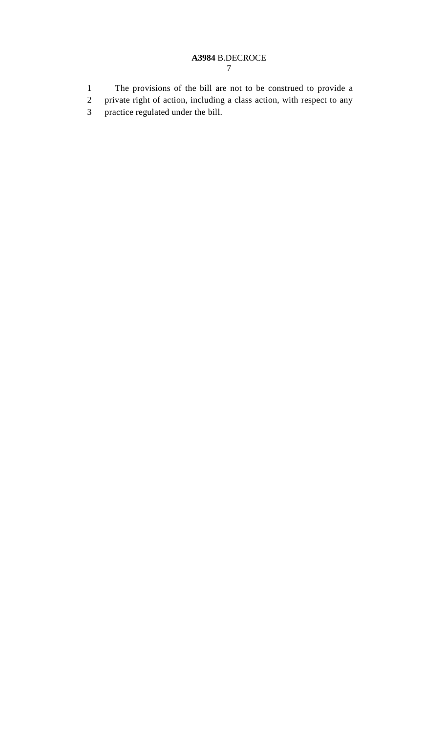The provisions of the bill are not to be construed to provide a private right of action, including a class action, with respect to any practice regulated under the bill.